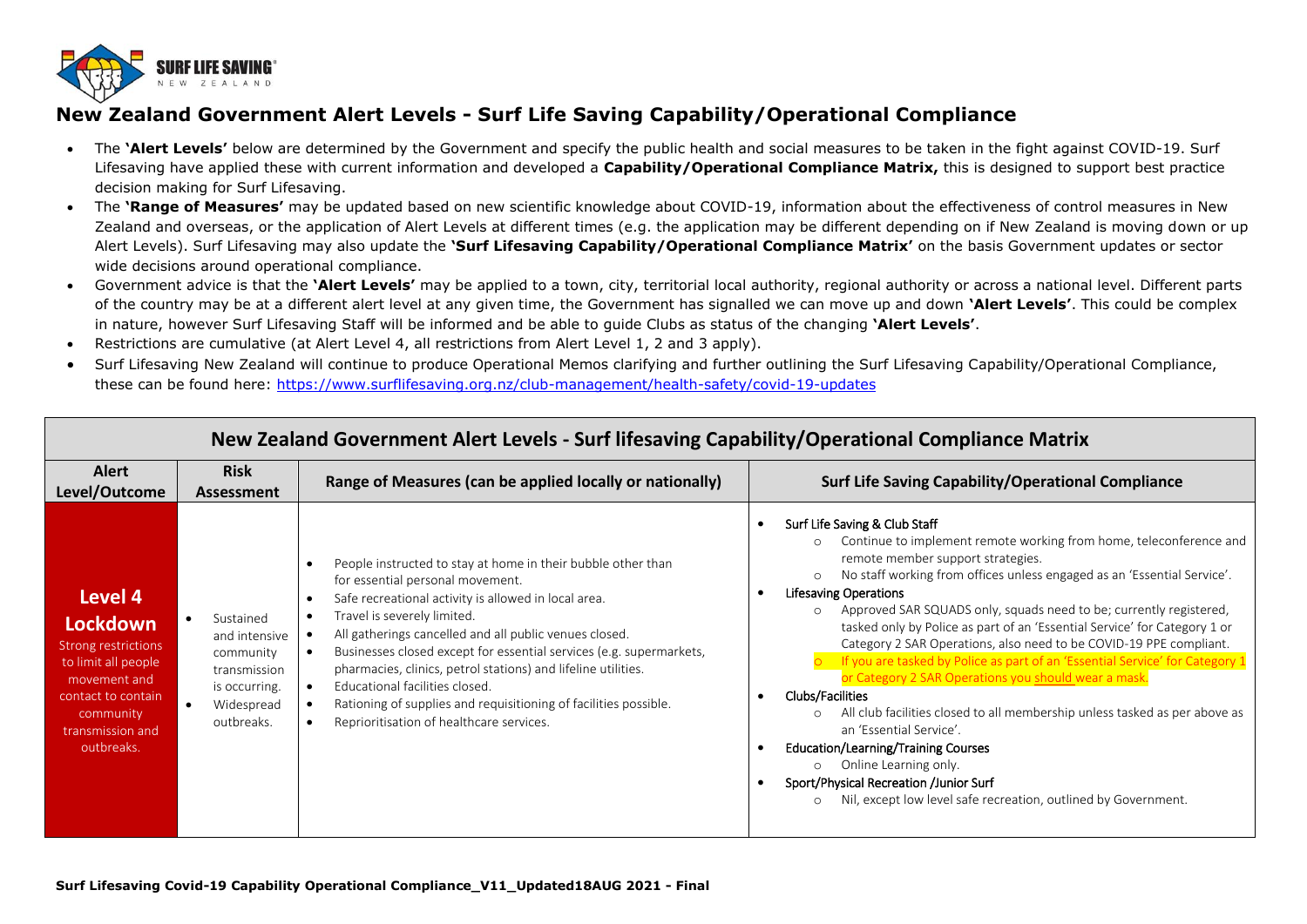# New Zealand Government Alert Levels - Surf Life Saving Capability/Operational Compliance

- The **'Alert Levels'** below are determined by the Government and specify the public health and social measures to be taken in the fight against COVID-19. Surf Lifesaving have applied these with current information and developed a **Capability/Operational Compliance Matrix,** this is designed to support best practice decision making for Surf Lifesaving.
- The **'Range of Measures'** may be updated based on new scientific knowledge about COVID-19, information about the effectiveness of control measures in New Zealand and overseas, or the application of Alert Levels at different times (e.g. the application may be different depending on if New Zealand is moving down or up Alert Levels). Surf Lifesaving may also update the **'Surf Lifesaving Capability/Operational Compliance Matrix'** on the basis Government updates or sector wide decisions around operational compliance.
- Government advice is that the **'Alert Levels'** may be applied to a town, city, territorial local authority, regional authority or across a national level. Different parts of the country may be at a different alert level at any given time, the Government has signalled we can move up and down **'Alert Levels'**. This could be complex in nature, however Surf Lifesaving Staff will be informed and be able to guide Clubs as status of the changing **'Alert Levels'**.
- Restrictions are cumulative (at Alert Level 4, all restrictions from Alert Level 1, 2 and 3 apply).
- Surf Lifesaving New Zealand will continue to produce Operational Memos clarifying and further outlining the Surf Lifesaving Capability/Operational Compliance, these can be found here: https://www.surflifesaving.org.nz/club-management/health-safety/covid-19-updates

## New Zealand Government Alert Levels - Surf lifesaving Capability/Operational Compliance Matrix

| Alert Level/Outcome | Risk Assessment | Range of Measures (can be applied locally or nationally) | Surf Life Saving Capability/Operational Compliance |
|---|---|---|---|
| **Level 4 Lockdown** Strong restrictions to limit all people movement and contact to contain community transmission and outbreaks. | • Sustained and intensive community transmission is occurring.<br>• Widespread outbreaks. | • People instructed to stay at home in their bubble other than for essential personal movement.<br>• Safe recreational activity is allowed in local area.<br>• Travel is severely limited.<br>• All gatherings cancelled and all public venues closed.<br>• Businesses closed except for essential services (e.g. supermarkets, pharmacies, clinics, petrol stations) and lifeline utilities.<br>• Educational facilities closed.<br>• Rationing of supplies and requisitioning of facilities possible.<br>• Reprioritisation of healthcare services. | • Surf Life Saving & Club Staff<br>  ○ Continue to implement remote working from home, teleconference and remote member support strategies.<br>  ○ No staff working from offices unless engaged as an 'Essential Service'.<br>• Lifesaving Operations<br>  ○ Approved SAR SQUADS only, squads need to be; currently registered, tasked only by Police as part of an 'Essential Service' for Category 1 or Category 2 SAR Operations, also need to be COVID-19 PPE compliant.<br>  ○ If you are tasked by Police as part of an 'Essential Service' for Category 1 or Category 2 SAR Operations you should wear a mask.<br>• Clubs/Facilities<br>  ○ All club facilities closed to all membership unless tasked as per above as an 'Essential Service'.<br>• Education/Learning/Training Courses<br>  ○ Online Learning only.<br>• Sport/Physical Recreation /Junior Surf<br>  ○ Nil, except low level safe recreation, outlined by Government. |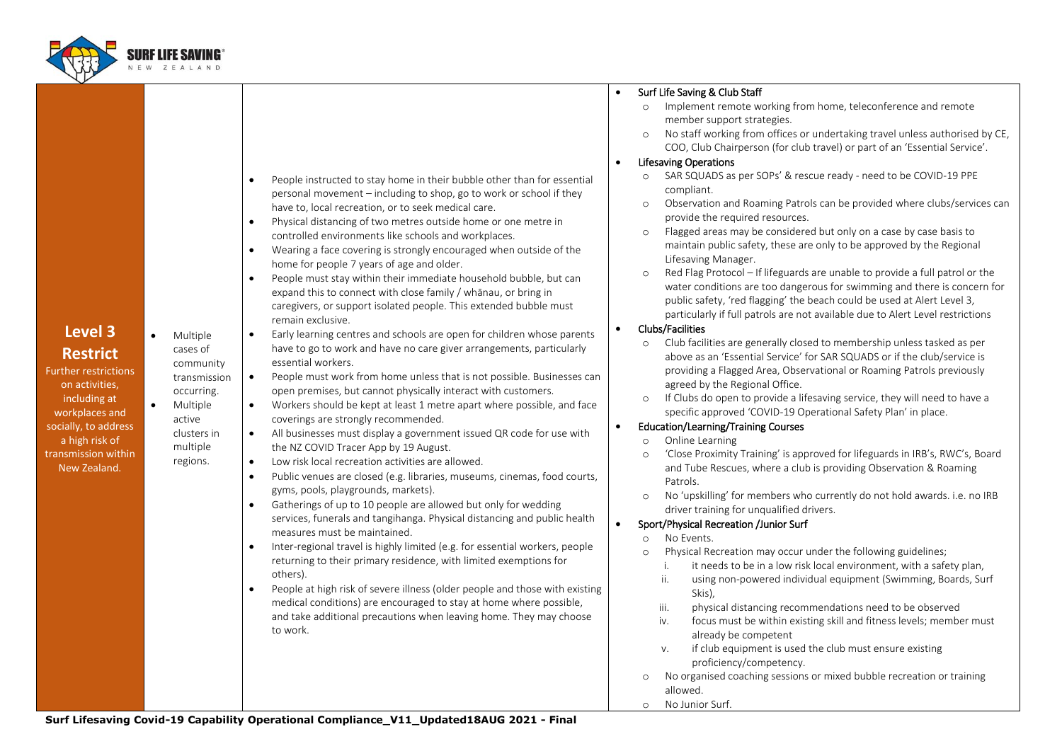| Level | Risk assessment | Range of measures | Surf Life Saving response |
|---|---|---|---|
| **Level 3 Restrict**<br>Further restrictions on activities, including at workplaces and socially, to address a high risk of transmission within New Zealand. | • Multiple cases of community transmission occurring.<br>• Multiple active clusters in multiple regions. | • People instructed to stay home in their bubble other than for essential personal movement – including to shop, go to work or school if they have to, local recreation, or to seek medical care.<br>• Physical distancing of two metres outside home or one metre in controlled environments like schools and workplaces.<br>• Wearing a face covering is strongly encouraged when outside of the home for people 7 years of age and older.<br>• People must stay within their immediate household bubble, but can expand this to connect with close family / whānau, or bring in caregivers, or support isolated people. This extended bubble must remain exclusive.<br>• Early learning centres and schools are open for children whose parents have to go to work and have no care giver arrangements, particularly essential workers.<br>• People must work from home unless that is not possible. Businesses can open premises, but cannot physically interact with customers.<br>• Workers should be kept at least 1 metre apart where possible, and face coverings are strongly recommended.<br>• All businesses must display a government issued QR code for use with the NZ COVID Tracer App by 19 August.<br>• Low risk local recreation activities are allowed.<br>• Public venues are closed (e.g. libraries, museums, cinemas, food courts, gyms, pools, playgrounds, markets).<br>• Gatherings of up to 10 people are allowed but only for wedding services, funerals and tangihanga. Physical distancing and public health measures must be maintained.<br>• Inter-regional travel is highly limited (e.g. for essential workers, people returning to their primary residence, with limited exemptions for others).<br>• People at high risk of severe illness (older people and those with existing medical conditions) are encouraged to stay at home where possible, and take additional precautions when leaving home. They may choose to work. | • Surf Life Saving & Club Staff<br>o Implement remote working from home, teleconference and remote member support strategies.<br>o No staff working from offices or undertaking travel unless authorised by CE, COO, Club Chairperson (for club travel) or part of an 'Essential Service'.<br>• Lifesaving Operations<br>o SAR SQUADS as per SOPs' & rescue ready - need to be COVID-19 PPE compliant.<br>o Observation and Roaming Patrols can be provided where clubs/services can provide the required resources.<br>o Flagged areas may be considered but only on a case by case basis to maintain public safety, these are only to be approved by the Regional Lifesaving Manager.<br>o Red Flag Protocol – If lifeguards are unable to provide a full patrol or the water conditions are too dangerous for swimming and there is concern for public safety, 'red flagging' the beach could be used at Alert Level 3, particularly if full patrols are not available due to Alert Level restrictions<br>• Clubs/Facilities<br>o Club facilities are generally closed to membership unless tasked as per above as an 'Essential Service' for SAR SQUADS or if the club/service is providing a Flagged Area, Observational or Roaming Patrols previously agreed by the Regional Office.<br>o If Clubs do open to provide a lifesaving service, they will need to have a specific approved 'COVID-19 Operational Safety Plan' in place.<br>• Education/Learning/Training Courses<br>o Online Learning<br>o 'Close Proximity Training' is approved for lifeguards in IRB's, RWC's, Board and Tube Rescues, where a club is providing Observation & Roaming Patrols.<br>o No 'upskilling' for members who currently do not hold awards. i.e. no IRB driver training for unqualified drivers.<br>• Sport/Physical Recreation /Junior Surf<br>o No Events.<br>o Physical Recreation may occur under the following guidelines;<br>i. it needs to be in a low risk local environment, with a safety plan,<br>ii. using non-powered individual equipment (Swimming, Boards, Surf Skis),<br>iii. physical distancing recommendations need to be observed<br>iv. focus must be within existing skill and fitness levels; member must already be competent<br>v. if club equipment is used the club must ensure existing proficiency/competency.<br>o No organised coaching sessions or mixed bubble recreation or training allowed.<br>o No Junior Surf. |

**Surf Lifesaving Covid-19 Capability Operational Compliance_V11_Updated18AUG 2021 - Final**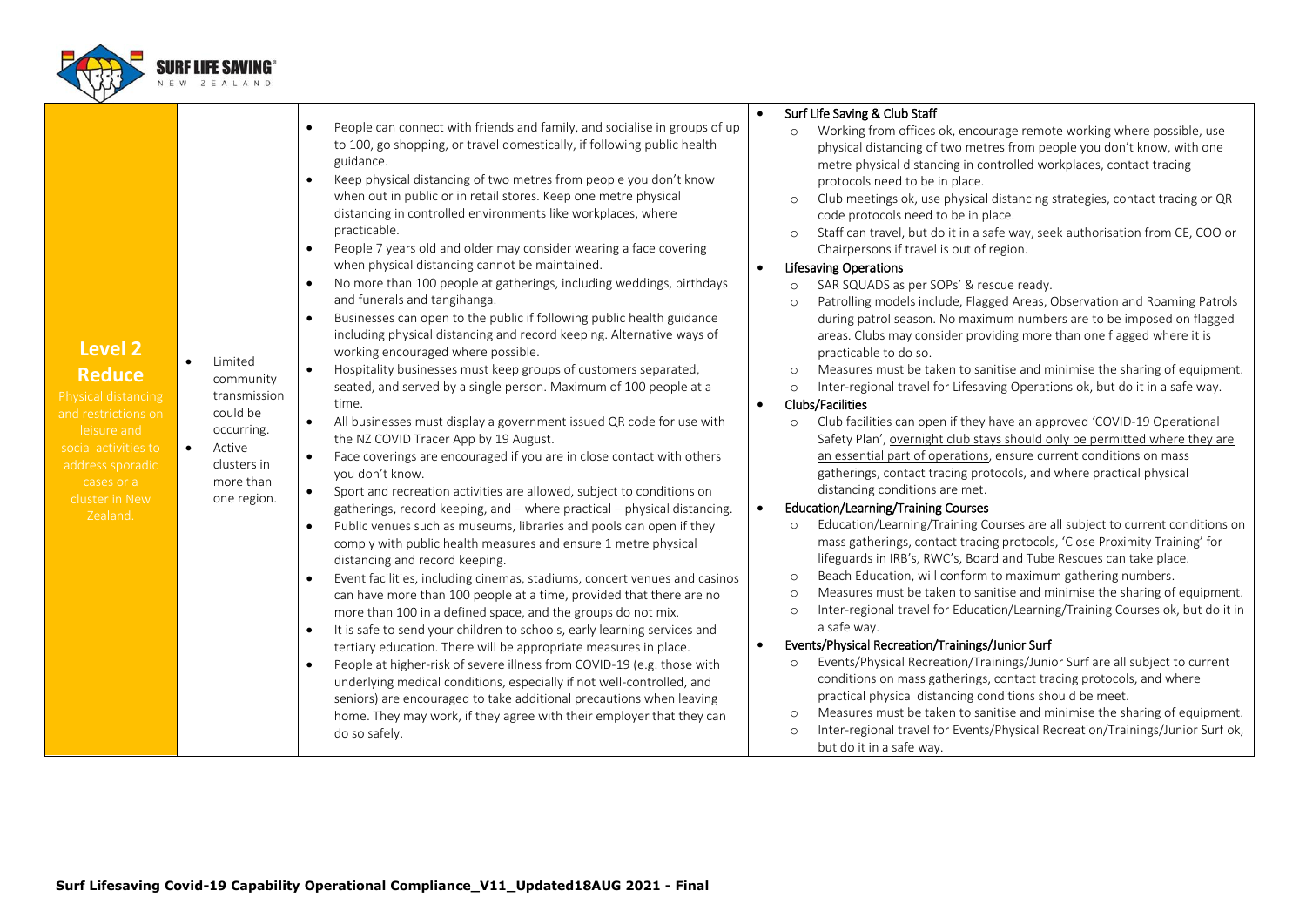| | | | |
|---|---|---|---|
| **Level 2**<br>**Reduce**<br>Physical distancing and restrictions on leisure and social activities to address sporadic cases or a cluster in New Zealand. | • Limited community transmission could be occurring.<br>• Active clusters in more than one region. | • People can connect with friends and family, and socialise in groups of up to 100, go shopping, or travel domestically, if following public health guidance.<br>• Keep physical distancing of two metres from people you don't know when out in public or in retail stores. Keep one metre physical distancing in controlled environments like workplaces, where practicable.<br>• People 7 years old and older may consider wearing a face covering when physical distancing cannot be maintained.<br>• No more than 100 people at gatherings, including weddings, birthdays and funerals and tangihanga.<br>• Businesses can open to the public if following public health guidance including physical distancing and record keeping. Alternative ways of working encouraged where possible.<br>• Hospitality businesses must keep groups of customers separated, seated, and served by a single person. Maximum of 100 people at a time.<br>• All businesses must display a government issued QR code for use with the NZ COVID Tracer App by 19 August.<br>• Face coverings are encouraged if you are in close contact with others you don't know.<br>• Sport and recreation activities are allowed, subject to conditions on gatherings, record keeping, and – where practical – physical distancing.<br>• Public venues such as museums, libraries and pools can open if they comply with public health measures and ensure 1 metre physical distancing and record keeping.<br>• Event facilities, including cinemas, stadiums, concert venues and casinos can have more than 100 people at a time, provided that there are no more than 100 in a defined space, and the groups do not mix.<br>• It is safe to send your children to schools, early learning services and tertiary education. There will be appropriate measures in place.<br>• People at higher-risk of severe illness from COVID-19 (e.g. those with underlying medical conditions, especially if not well-controlled, and seniors) are encouraged to take additional precautions when leaving home. They may work, if they agree with their employer that they can do so safely. | • Surf Life Saving & Club Staff<br>  ○ Working from offices ok, encourage remote working where possible, use physical distancing of two metres from people you don't know, with one metre physical distancing in controlled workplaces, contact tracing protocols need to be in place.<br>  ○ Club meetings ok, use physical distancing strategies, contact tracing or QR code protocols need to be in place.<br>  ○ Staff can travel, but do it in a safe way, seek authorisation from CE, COO or Chairpersons if travel is out of region.<br>• Lifesaving Operations<br>  ○ SAR SQUADS as per SOPs' & rescue ready.<br>  ○ Patrolling models include, Flagged Areas, Observation and Roaming Patrols during patrol season. No maximum numbers are to be imposed on flagged areas. Clubs may consider providing more than one flagged where it is practicable to do so.<br>  ○ Measures must be taken to sanitise and minimise the sharing of equipment.<br>  ○ Inter-regional travel for Lifesaving Operations ok, but do it in a safe way.<br>• Clubs/Facilities<br>  ○ Club facilities can open if they have an approved 'COVID-19 Operational Safety Plan', overnight club stays should only be permitted where they are an essential part of operations, ensure current conditions on mass gatherings, contact tracing protocols, and where practical physical distancing conditions are met.<br>• Education/Learning/Training Courses<br>  ○ Education/Learning/Training Courses are all subject to current conditions on mass gatherings, contact tracing protocols, 'Close Proximity Training' for lifeguards in IRB's, RWC's, Board and Tube Rescues can take place.<br>  ○ Beach Education, will conform to maximum gathering numbers.<br>  ○ Measures must be taken to sanitise and minimise the sharing of equipment.<br>  ○ Inter-regional travel for Education/Learning/Training Courses ok, but do it in a safe way.<br>• Events/Physical Recreation/Trainings/Junior Surf<br>  ○ Events/Physical Recreation/Trainings/Junior Surf are all subject to current conditions on mass gatherings, contact tracing protocols, and where practical physical distancing conditions should be meet.<br>  ○ Measures must be taken to sanitise and minimise the sharing of equipment.<br>  ○ Inter-regional travel for Events/Physical Recreation/Trainings/Junior Surf ok, but do it in a safe way. |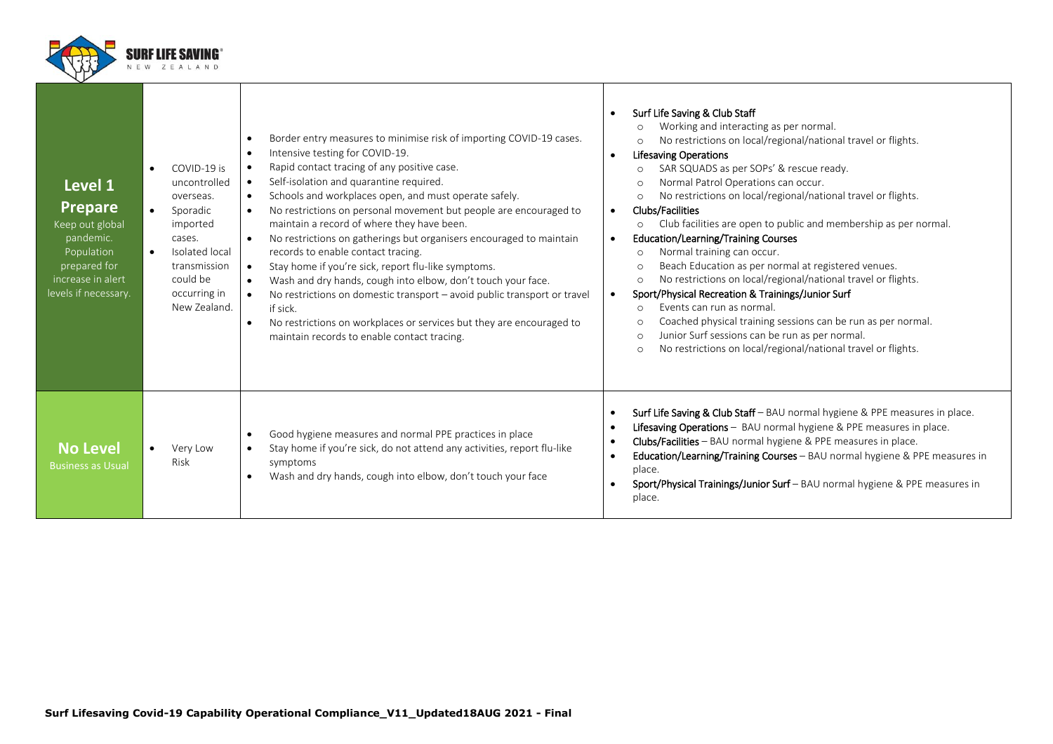| | | | |
|---|---|---|---|
| **Level 1 Prepare** Keep out global pandemic. Population prepared for increase in alert levels if necessary. | • COVID-19 is uncontrolled overseas.<br>• Sporadic imported cases.<br>• Isolated local transmission could be occurring in New Zealand. | • Border entry measures to minimise risk of importing COVID-19 cases.<br>• Intensive testing for COVID-19.<br>• Rapid contact tracing of any positive case.<br>• Self-isolation and quarantine required.<br>• Schools and workplaces open, and must operate safely.<br>• No restrictions on personal movement but people are encouraged to maintain a record of where they have been.<br>• No restrictions on gatherings but organisers encouraged to maintain records to enable contact tracing.<br>• Stay home if you're sick, report flu-like symptoms.<br>• Wash and dry hands, cough into elbow, don't touch your face.<br>• No restrictions on domestic transport – avoid public transport or travel if sick.<br>• No restrictions on workplaces or services but they are encouraged to maintain records to enable contact tracing. | • Surf Life Saving & Club Staff<br>  ○ Working and interacting as per normal.<br>  ○ No restrictions on local/regional/national travel or flights.<br>• Lifesaving Operations<br>  ○ SAR SQUADS as per SOPs' & rescue ready.<br>  ○ Normal Patrol Operations can occur.<br>  ○ No restrictions on local/regional/national travel or flights.<br>• Clubs/Facilities<br>  ○ Club facilities are open to public and membership as per normal.<br>• Education/Learning/Training Courses<br>  ○ Normal training can occur.<br>  ○ Beach Education as per normal at registered venues.<br>  ○ No restrictions on local/regional/national travel or flights.<br>• Sport/Physical Recreation & Trainings/Junior Surf<br>  ○ Events can run as normal.<br>  ○ Coached physical training sessions can be run as per normal.<br>  ○ Junior Surf sessions can be run as per normal.<br>  ○ No restrictions on local/regional/national travel or flights. |
| **No Level** Business as Usual | • Very Low Risk | • Good hygiene measures and normal PPE practices in place<br>• Stay home if you're sick, do not attend any activities, report flu-like symptoms<br>• Wash and dry hands, cough into elbow, don't touch your face | • Surf Life Saving & Club Staff – BAU normal hygiene & PPE measures in place.<br>• Lifesaving Operations – BAU normal hygiene & PPE measures in place.<br>• Clubs/Facilities – BAU normal hygiene & PPE measures in place.<br>• Education/Learning/Training Courses – BAU normal hygiene & PPE measures in place.<br>• Sport/Physical Trainings/Junior Surf – BAU normal hygiene & PPE measures in place. |